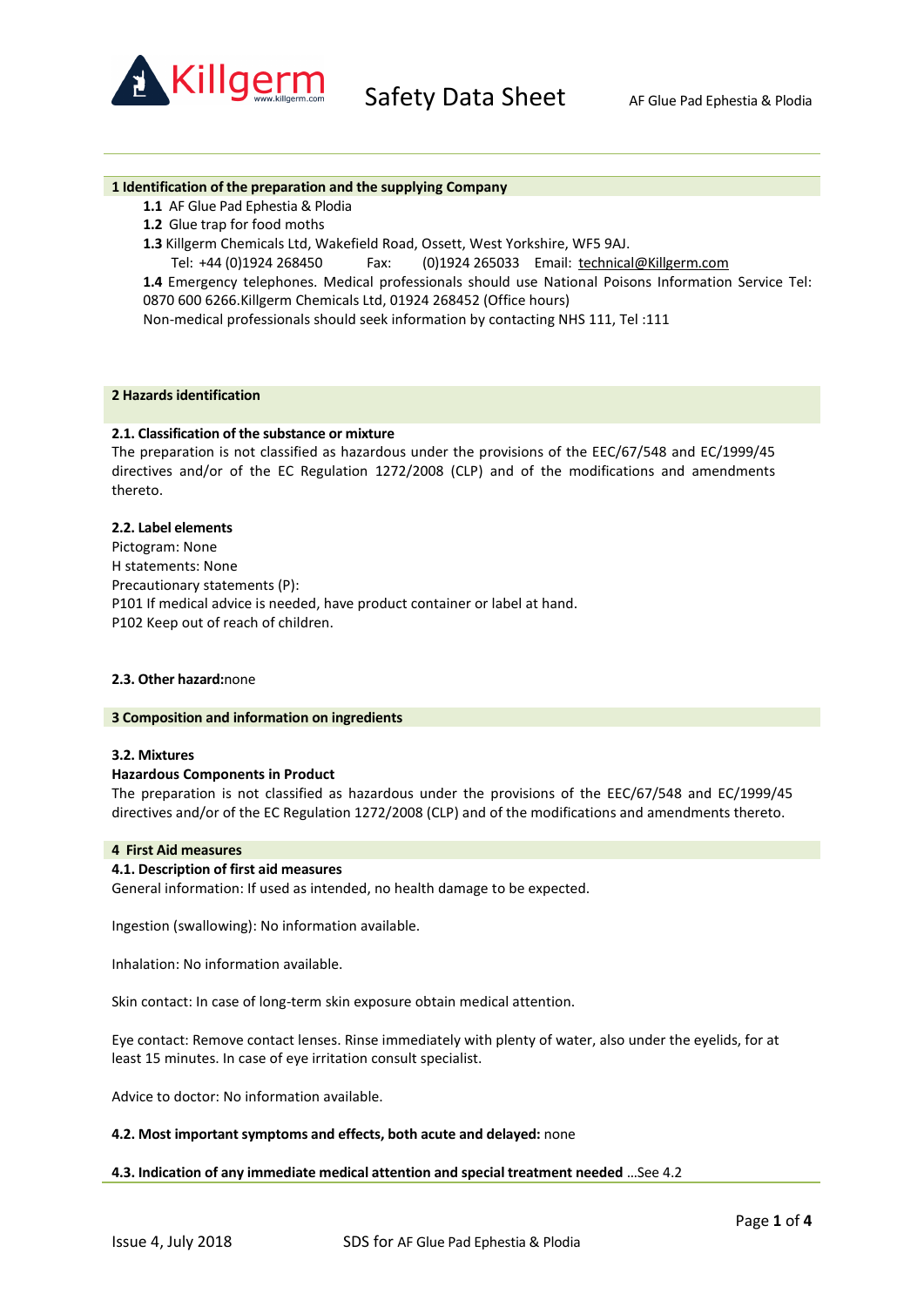# Safety Data Sheet

AF Glue Pad Ephestia & Plodia

## 1 Identification of the preparation and the supplying Company

**1.1** AF Glue Pad Ephestia & Plodia

**1.2** Glue trap for food moths

**1.3** Killgerm Chemicals Ltd, Wakefield Road, Ossett, West Yorkshire, WF5 9AJ.
Tel: +44 (0)1924 268450 Fax: (0)1924 265033 Email: technical@Killgerm.com

**1.4** Emergency telephones. Medical professionals should use National Poisons Information Service Tel: 0870 600 6266.Killgerm Chemicals Ltd, 01924 268452 (Office hours)

Non-medical professionals should seek information by contacting NHS 111, Tel :111

## 2 Hazards identification

### 2.1. Classification of the substance or mixture

The preparation is not classified as hazardous under the provisions of the EEC/67/548 and EC/1999/45 directives and/or of the EC Regulation 1272/2008 (CLP) and of the modifications and amendments thereto.

### 2.2. Label elements

Pictogram: None
H statements: None
Precautionary statements (P):
P101 If medical advice is needed, have product container or label at hand.
P102 Keep out of reach of children.

**2.3. Other hazard:**none

## 3 Composition and information on ingredients

### 3.2. Mixtures

**Hazardous Components in Product**

The preparation is not classified as hazardous under the provisions of the EEC/67/548 and EC/1999/45 directives and/or of the EC Regulation 1272/2008 (CLP) and of the modifications and amendments thereto.

## 4 First Aid measures

### 4.1. Description of first aid measures

General information: If used as intended, no health damage to be expected.

Ingestion (swallowing): No information available.

Inhalation: No information available.

Skin contact: In case of long-term skin exposure obtain medical attention.

Eye contact: Remove contact lenses. Rinse immediately with plenty of water, also under the eyelids, for at least 15 minutes. In case of eye irritation consult specialist.

Advice to doctor: No information available.

**4.2. Most important symptoms and effects, both acute and delayed:** none

**4.3. Indication of any immediate medical attention and special treatment needed** …See 4.2

Issue 4, July 2018 SDS for AF Glue Pad Ephestia & Plodia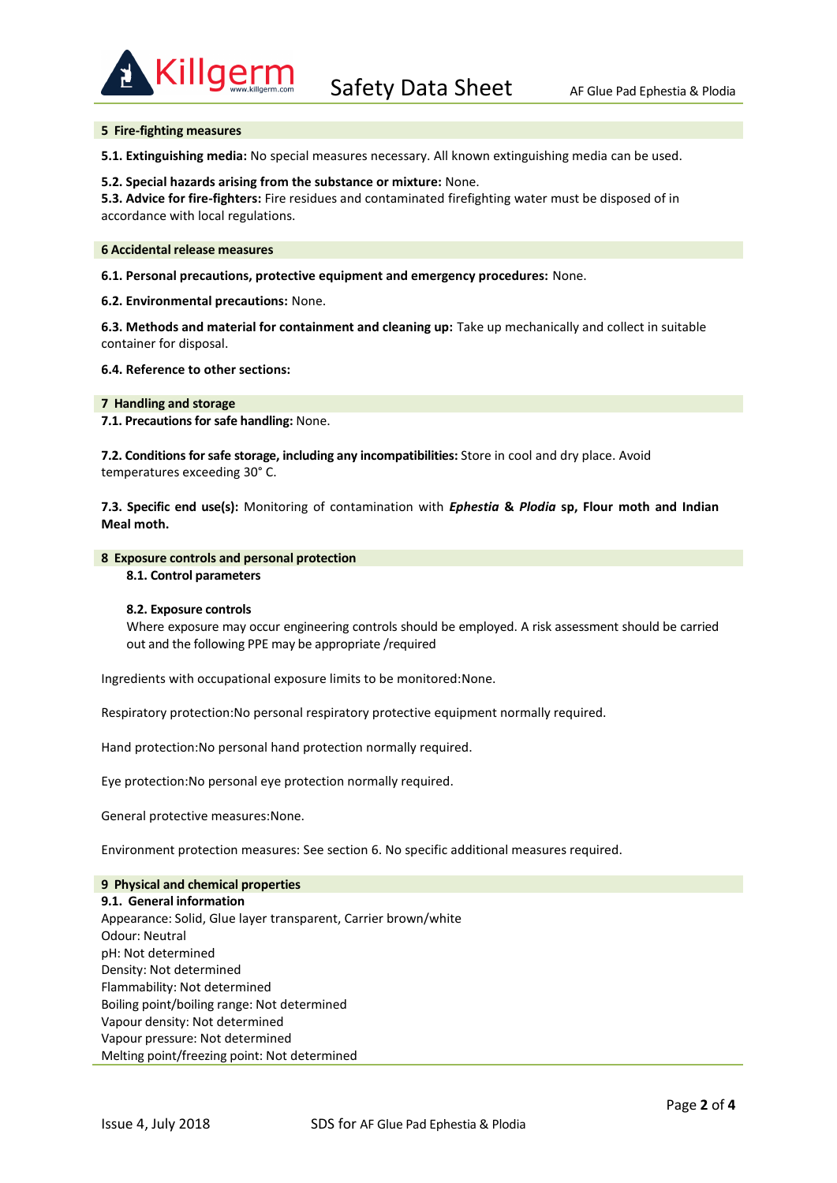## 5 Fire-fighting measures

**5.1. Extinguishing media:** No special measures necessary. All known extinguishing media can be used.

**5.2. Special hazards arising from the substance or mixture:** None.
**5.3. Advice for fire-fighters:** Fire residues and contaminated firefighting water must be disposed of in accordance with local regulations.

## 6 Accidental release measures

**6.1. Personal precautions, protective equipment and emergency procedures:** None.

**6.2. Environmental precautions:** None.

**6.3. Methods and material for containment and cleaning up:** Take up mechanically and collect in suitable container for disposal.

**6.4. Reference to other sections:**

## 7 Handling and storage

**7.1. Precautions for safe handling:** None.

**7.2. Conditions for safe storage, including any incompatibilities:** Store in cool and dry place. Avoid temperatures exceeding 30° C.

**7.3. Specific end use(s):** Monitoring of contamination with ***Ephestia* & *Plodia* sp, Flour moth and Indian Meal moth.**

## 8 Exposure controls and personal protection

**8.1. Control parameters**

**8.2. Exposure controls**
Where exposure may occur engineering controls should be employed. A risk assessment should be carried out and the following PPE may be appropriate /required

Ingredients with occupational exposure limits to be monitored:None.

Respiratory protection:No personal respiratory protective equipment normally required.

Hand protection:No personal hand protection normally required.

Eye protection:No personal eye protection normally required.

General protective measures:None.

Environment protection measures: See section 6. No specific additional measures required.

## 9 Physical and chemical properties

**9.1. General information**
Appearance: Solid, Glue layer transparent, Carrier brown/white
Odour: Neutral
pH: Not determined
Density: Not determined
Flammability: Not determined
Boiling point/boiling range: Not determined
Vapour density: Not determined
Vapour pressure: Not determined
Melting point/freezing point: Not determined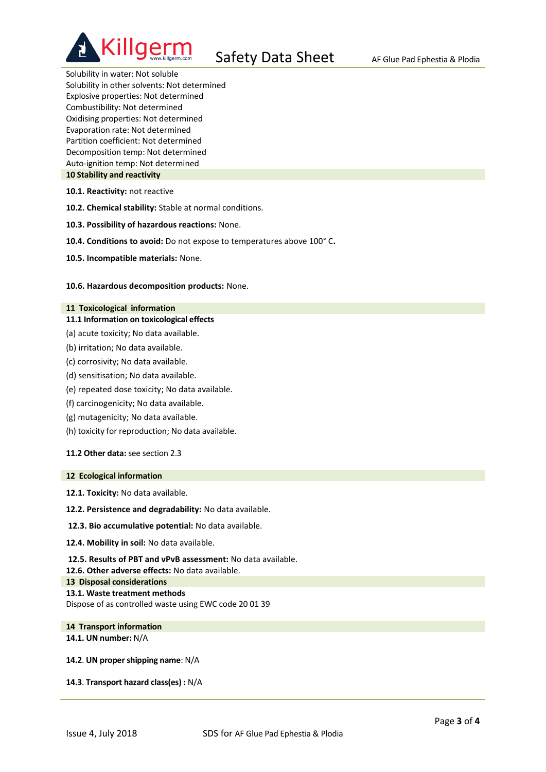Solubility in water: Not soluble
Solubility in other solvents: Not determined
Explosive properties: Not determined
Combustibility: Not determined
Oxidising properties: Not determined
Evaporation rate: Not determined
Partition coefficient: Not determined
Decomposition temp: Not determined
Auto-ignition temp: Not determined

## 10 Stability and reactivity

**10.1. Reactivity:** not reactive

**10.2. Chemical stability:** Stable at normal conditions.

**10.3. Possibility of hazardous reactions:** None.

**10.4. Conditions to avoid:** Do not expose to temperatures above 100° C**.**

**10.5. Incompatible materials:** None.

**10.6. Hazardous decomposition products:** None.

## 11 Toxicological information

**11.1 Information on toxicological effects**

(a) acute toxicity; No data available.

(b) irritation; No data available.

(c) corrosivity; No data available.

(d) sensitisation; No data available.

(e) repeated dose toxicity; No data available.

(f) carcinogenicity; No data available.

(g) mutagenicity; No data available.

(h) toxicity for reproduction; No data available.

**11.2 Other data:** see section 2.3

## 12 Ecological information

**12.1. Toxicity:** No data available.

**12.2. Persistence and degradability:** No data available.

**12.3. Bio accumulative potential:** No data available.

**12.4. Mobility in soil:** No data available.

**12.5. Results of PBT and vPvB assessment:** No data available.

**12.6. Other adverse effects:** No data available.

## 13 Disposal considerations

**13.1. Waste treatment methods**

Dispose of as controlled waste using EWC code 20 01 39

## 14 Transport information

**14.1. UN number:** N/A

**14.2**. **UN proper shipping name**: N/A

**14.3**. **Transport hazard class(es) :** N/A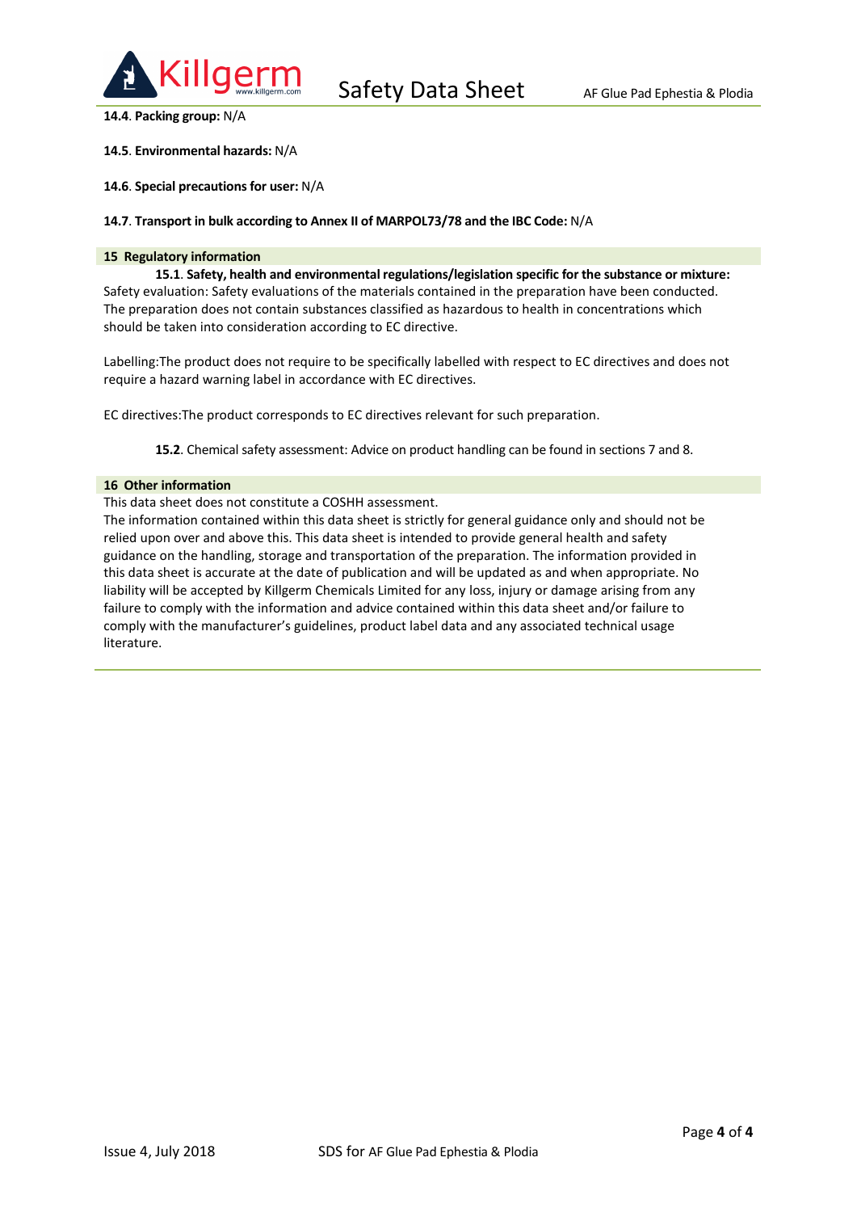**14.4**. **Packing group:** N/A

**14.5**. **Environmental hazards:** N/A

**14.6**. **Special precautions for user:** N/A

**14.7**. **Transport in bulk according to Annex II of MARPOL73/78 and the IBC Code:** N/A

## 15 Regulatory information

**15.1**. **Safety, health and environmental regulations/legislation specific for the substance or mixture:**

Safety evaluation: Safety evaluations of the materials contained in the preparation have been conducted. The preparation does not contain substances classified as hazardous to health in concentrations which should be taken into consideration according to EC directive.

Labelling:The product does not require to be specifically labelled with respect to EC directives and does not require a hazard warning label in accordance with EC directives.

EC directives:The product corresponds to EC directives relevant for such preparation.

**15.2**. Chemical safety assessment: Advice on product handling can be found in sections 7 and 8.

## 16 Other information

This data sheet does not constitute a COSHH assessment.

The information contained within this data sheet is strictly for general guidance only and should not be relied upon over and above this. This data sheet is intended to provide general health and safety guidance on the handling, storage and transportation of the preparation. The information provided in this data sheet is accurate at the date of publication and will be updated as and when appropriate. No liability will be accepted by Killgerm Chemicals Limited for any loss, injury or damage arising from any failure to comply with the information and advice contained within this data sheet and/or failure to comply with the manufacturer's guidelines, product label data and any associated technical usage literature.